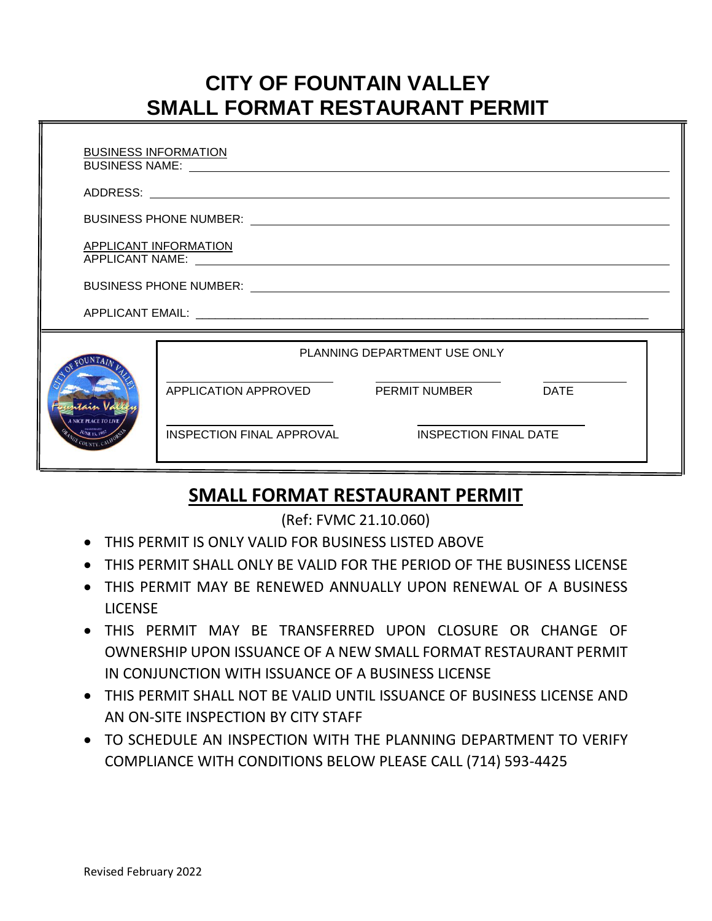# CITY OF FOUNTAIN VALLEY
# SMALL FORMAT RESTAURANT PERMIT

BUSINESS INFORMATION

BUSINESS NAME: ______________________________

ADDRESS: ______________________________

BUSINESS PHONE NUMBER: ______________________________

APPLICANT INFORMATION

APPLICANT NAME: ______________________________

BUSINESS PHONE NUMBER: ______________________________

APPLICANT EMAIL: ______________________________

PLANNING DEPARTMENT USE ONLY

| ____________________ | ____________________ | ____________________ |
|---|---|---|
| APPLICATION APPROVED | PERMIT NUMBER | DATE |
| INSPECTION FINAL APPROVAL | INSPECTION FINAL DATE | |

## SMALL FORMAT RESTAURANT PERMIT

(Ref: FVMC 21.10.060)

- THIS PERMIT IS ONLY VALID FOR BUSINESS LISTED ABOVE
- THIS PERMIT SHALL ONLY BE VALID FOR THE PERIOD OF THE BUSINESS LICENSE
- THIS PERMIT MAY BE RENEWED ANNUALLY UPON RENEWAL OF A BUSINESS LICENSE
- THIS PERMIT MAY BE TRANSFERRED UPON CLOSURE OR CHANGE OF OWNERSHIP UPON ISSUANCE OF A NEW SMALL FORMAT RESTAURANT PERMIT IN CONJUNCTION WITH ISSUANCE OF A BUSINESS LICENSE
- THIS PERMIT SHALL NOT BE VALID UNTIL ISSUANCE OF BUSINESS LICENSE AND AN ON-SITE INSPECTION BY CITY STAFF
- TO SCHEDULE AN INSPECTION WITH THE PLANNING DEPARTMENT TO VERIFY COMPLIANCE WITH CONDITIONS BELOW PLEASE CALL (714) 593-4425

Revised February 2022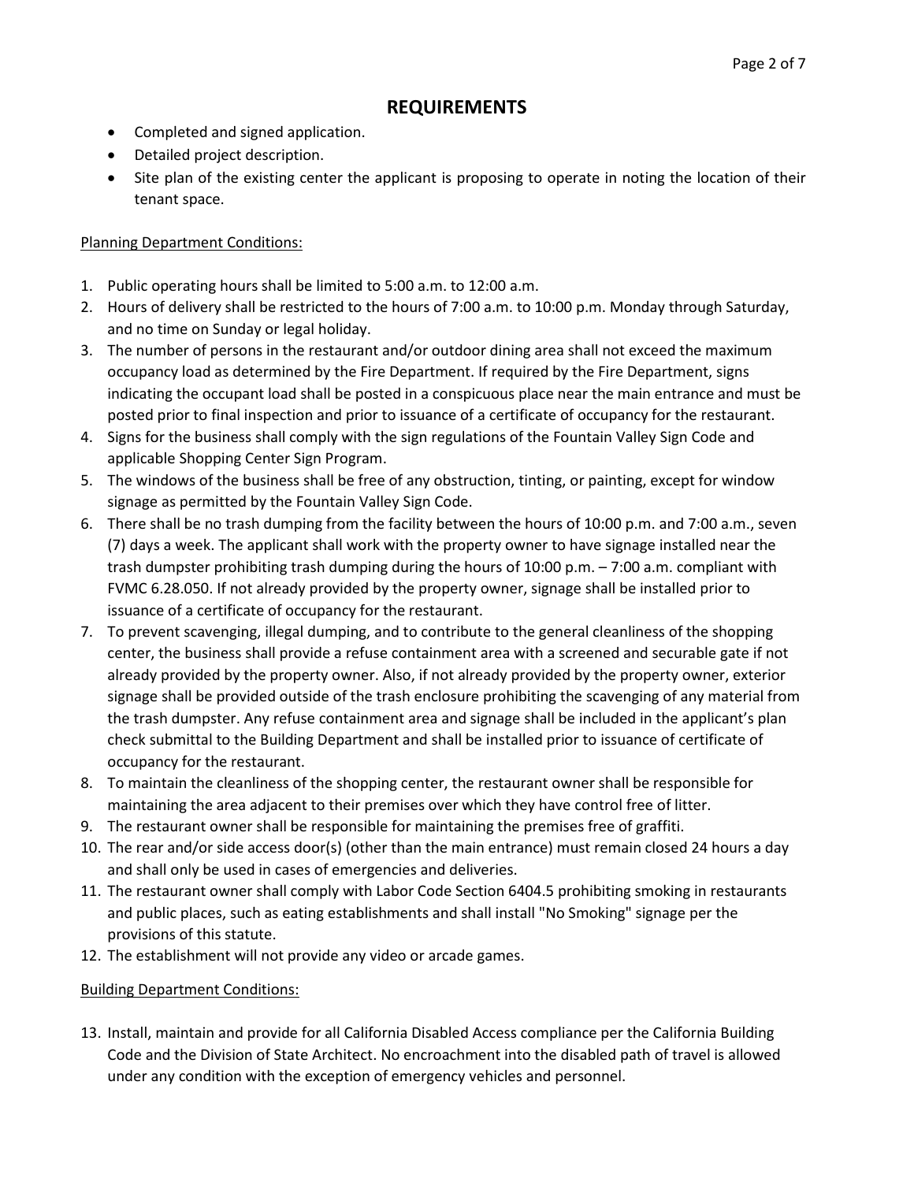## REQUIREMENTS

- Completed and signed application.
- Detailed project description.
- Site plan of the existing center the applicant is proposing to operate in noting the location of their tenant space.

Planning Department Conditions:

1. Public operating hours shall be limited to 5:00 a.m. to 12:00 a.m.
2. Hours of delivery shall be restricted to the hours of 7:00 a.m. to 10:00 p.m. Monday through Saturday, and no time on Sunday or legal holiday.
3. The number of persons in the restaurant and/or outdoor dining area shall not exceed the maximum occupancy load as determined by the Fire Department. If required by the Fire Department, signs indicating the occupant load shall be posted in a conspicuous place near the main entrance and must be posted prior to final inspection and prior to issuance of a certificate of occupancy for the restaurant.
4. Signs for the business shall comply with the sign regulations of the Fountain Valley Sign Code and applicable Shopping Center Sign Program.
5. The windows of the business shall be free of any obstruction, tinting, or painting, except for window signage as permitted by the Fountain Valley Sign Code.
6. There shall be no trash dumping from the facility between the hours of 10:00 p.m. and 7:00 a.m., seven (7) days a week. The applicant shall work with the property owner to have signage installed near the trash dumpster prohibiting trash dumping during the hours of 10:00 p.m. – 7:00 a.m. compliant with FVMC 6.28.050. If not already provided by the property owner, signage shall be installed prior to issuance of a certificate of occupancy for the restaurant.
7. To prevent scavenging, illegal dumping, and to contribute to the general cleanliness of the shopping center, the business shall provide a refuse containment area with a screened and securable gate if not already provided by the property owner. Also, if not already provided by the property owner, exterior signage shall be provided outside of the trash enclosure prohibiting the scavenging of any material from the trash dumpster. Any refuse containment area and signage shall be included in the applicant's plan check submittal to the Building Department and shall be installed prior to issuance of certificate of occupancy for the restaurant.
8. To maintain the cleanliness of the shopping center, the restaurant owner shall be responsible for maintaining the area adjacent to their premises over which they have control free of litter.
9. The restaurant owner shall be responsible for maintaining the premises free of graffiti.
10. The rear and/or side access door(s) (other than the main entrance) must remain closed 24 hours a day and shall only be used in cases of emergencies and deliveries.
11. The restaurant owner shall comply with Labor Code Section 6404.5 prohibiting smoking in restaurants and public places, such as eating establishments and shall install "No Smoking" signage per the provisions of this statute.
12. The establishment will not provide any video or arcade games.

Building Department Conditions:

13. Install, maintain and provide for all California Disabled Access compliance per the California Building Code and the Division of State Architect. No encroachment into the disabled path of travel is allowed under any condition with the exception of emergency vehicles and personnel.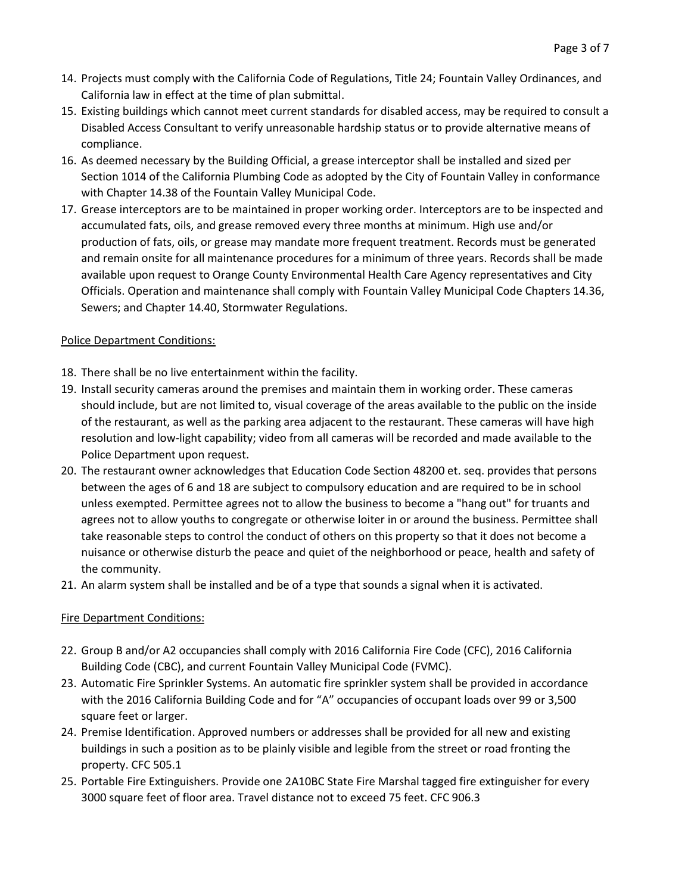14. Projects must comply with the California Code of Regulations, Title 24; Fountain Valley Ordinances, and California law in effect at the time of plan submittal.
15. Existing buildings which cannot meet current standards for disabled access, may be required to consult a Disabled Access Consultant to verify unreasonable hardship status or to provide alternative means of compliance.
16. As deemed necessary by the Building Official, a grease interceptor shall be installed and sized per Section 1014 of the California Plumbing Code as adopted by the City of Fountain Valley in conformance with Chapter 14.38 of the Fountain Valley Municipal Code.
17. Grease interceptors are to be maintained in proper working order. Interceptors are to be inspected and accumulated fats, oils, and grease removed every three months at minimum. High use and/or production of fats, oils, or grease may mandate more frequent treatment. Records must be generated and remain onsite for all maintenance procedures for a minimum of three years. Records shall be made available upon request to Orange County Environmental Health Care Agency representatives and City Officials. Operation and maintenance shall comply with Fountain Valley Municipal Code Chapters 14.36, Sewers; and Chapter 14.40, Stormwater Regulations.

Police Department Conditions:

18. There shall be no live entertainment within the facility.
19. Install security cameras around the premises and maintain them in working order. These cameras should include, but are not limited to, visual coverage of the areas available to the public on the inside of the restaurant, as well as the parking area adjacent to the restaurant. These cameras will have high resolution and low-light capability; video from all cameras will be recorded and made available to the Police Department upon request.
20. The restaurant owner acknowledges that Education Code Section 48200 et. seq. provides that persons between the ages of 6 and 18 are subject to compulsory education and are required to be in school unless exempted. Permittee agrees not to allow the business to become a "hang out" for truants and agrees not to allow youths to congregate or otherwise loiter in or around the business. Permittee shall take reasonable steps to control the conduct of others on this property so that it does not become a nuisance or otherwise disturb the peace and quiet of the neighborhood or peace, health and safety of the community.
21. An alarm system shall be installed and be of a type that sounds a signal when it is activated.

Fire Department Conditions:

22. Group B and/or A2 occupancies shall comply with 2016 California Fire Code (CFC), 2016 California Building Code (CBC), and current Fountain Valley Municipal Code (FVMC).
23. Automatic Fire Sprinkler Systems. An automatic fire sprinkler system shall be provided in accordance with the 2016 California Building Code and for "A" occupancies of occupant loads over 99 or 3,500 square feet or larger.
24. Premise Identification. Approved numbers or addresses shall be provided for all new and existing buildings in such a position as to be plainly visible and legible from the street or road fronting the property. CFC 505.1
25. Portable Fire Extinguishers. Provide one 2A10BC State Fire Marshal tagged fire extinguisher for every 3000 square feet of floor area. Travel distance not to exceed 75 feet. CFC 906.3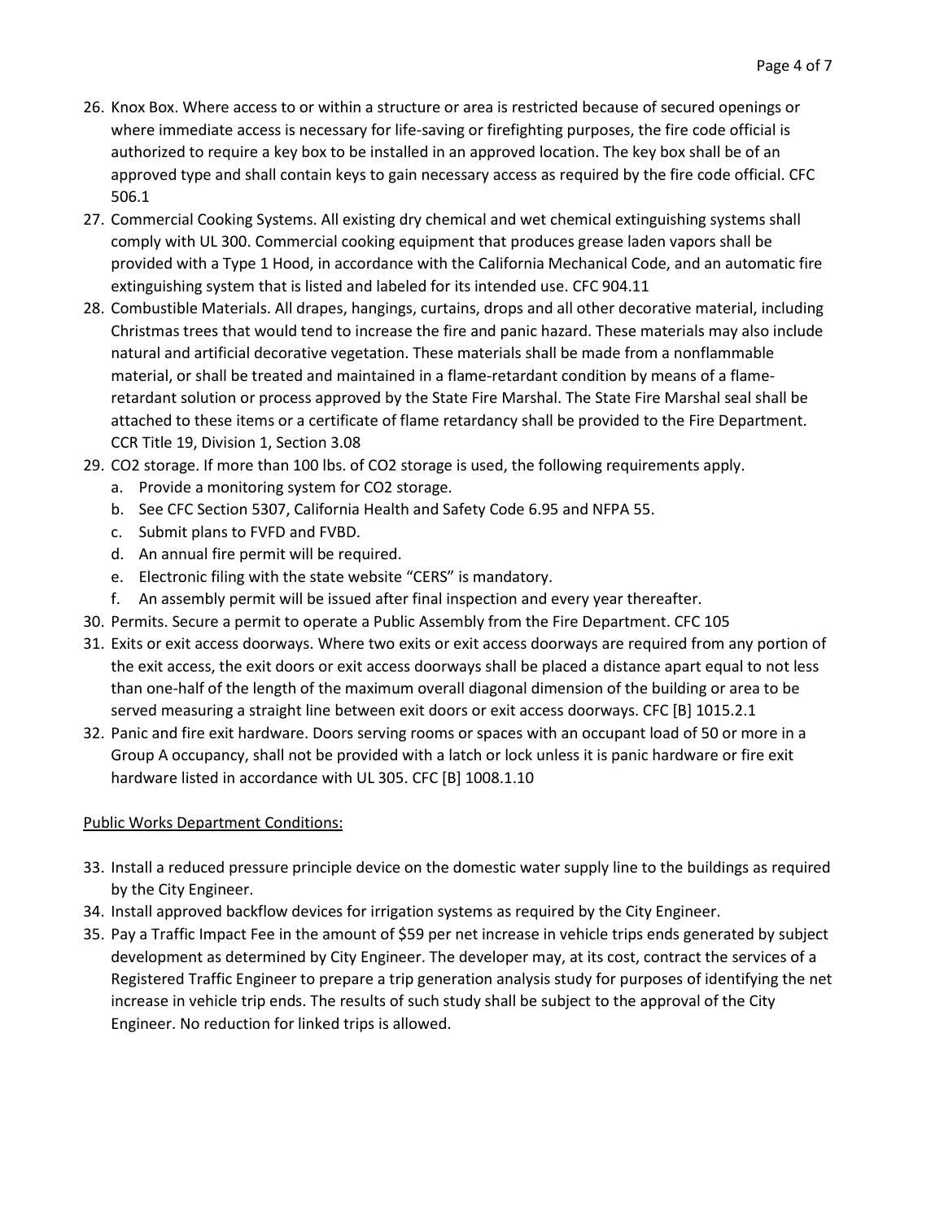26. Knox Box. Where access to or within a structure or area is restricted because of secured openings or where immediate access is necessary for life-saving or firefighting purposes, the fire code official is authorized to require a key box to be installed in an approved location. The key box shall be of an approved type and shall contain keys to gain necessary access as required by the fire code official. CFC 506.1
27. Commercial Cooking Systems. All existing dry chemical and wet chemical extinguishing systems shall comply with UL 300. Commercial cooking equipment that produces grease laden vapors shall be provided with a Type 1 Hood, in accordance with the California Mechanical Code, and an automatic fire extinguishing system that is listed and labeled for its intended use. CFC 904.11
28. Combustible Materials. All drapes, hangings, curtains, drops and all other decorative material, including Christmas trees that would tend to increase the fire and panic hazard. These materials may also include natural and artificial decorative vegetation. These materials shall be made from a nonflammable material, or shall be treated and maintained in a flame-retardant condition by means of a flame-retardant solution or process approved by the State Fire Marshal. The State Fire Marshal seal shall be attached to these items or a certificate of flame retardancy shall be provided to the Fire Department. CCR Title 19, Division 1, Section 3.08
29. CO2 storage. If more than 100 lbs. of CO2 storage is used, the following requirements apply.
    a. Provide a monitoring system for CO2 storage.
    b. See CFC Section 5307, California Health and Safety Code 6.95 and NFPA 55.
    c. Submit plans to FVFD and FVBD.
    d. An annual fire permit will be required.
    e. Electronic filing with the state website "CERS" is mandatory.
    f. An assembly permit will be issued after final inspection and every year thereafter.
30. Permits. Secure a permit to operate a Public Assembly from the Fire Department. CFC 105
31. Exits or exit access doorways. Where two exits or exit access doorways are required from any portion of the exit access, the exit doors or exit access doorways shall be placed a distance apart equal to not less than one-half of the length of the maximum overall diagonal dimension of the building or area to be served measuring a straight line between exit doors or exit access doorways. CFC [B] 1015.2.1
32. Panic and fire exit hardware. Doors serving rooms or spaces with an occupant load of 50 or more in a Group A occupancy, shall not be provided with a latch or lock unless it is panic hardware or fire exit hardware listed in accordance with UL 305. CFC [B] 1008.1.10

Public Works Department Conditions:

33. Install a reduced pressure principle device on the domestic water supply line to the buildings as required by the City Engineer.
34. Install approved backflow devices for irrigation systems as required by the City Engineer.
35. Pay a Traffic Impact Fee in the amount of $59 per net increase in vehicle trips ends generated by subject development as determined by City Engineer. The developer may, at its cost, contract the services of a Registered Traffic Engineer to prepare a trip generation analysis study for purposes of identifying the net increase in vehicle trip ends. The results of such study shall be subject to the approval of the City Engineer. No reduction for linked trips is allowed.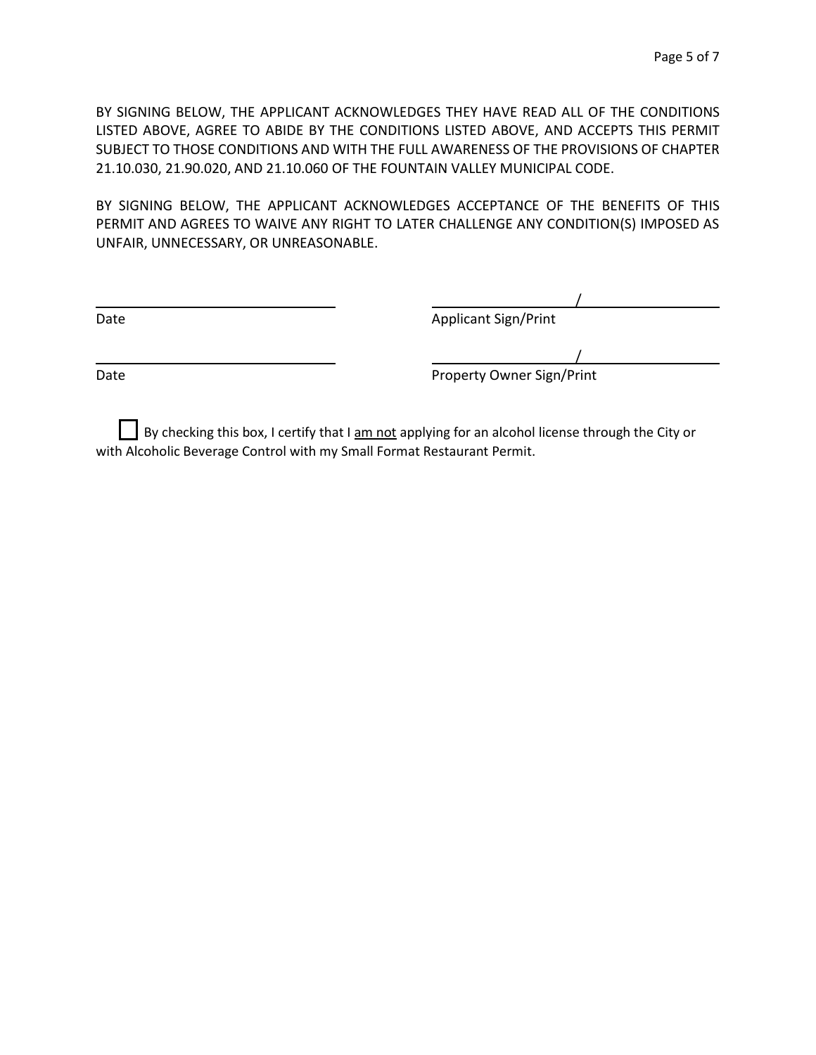BY SIGNING BELOW, THE APPLICANT ACKNOWLEDGES THEY HAVE READ ALL OF THE CONDITIONS LISTED ABOVE, AGREE TO ABIDE BY THE CONDITIONS LISTED ABOVE, AND ACCEPTS THIS PERMIT SUBJECT TO THOSE CONDITIONS AND WITH THE FULL AWARENESS OF THE PROVISIONS OF CHAPTER 21.10.030, 21.90.020, AND 21.10.060 OF THE FOUNTAIN VALLEY MUNICIPAL CODE.

BY SIGNING BELOW, THE APPLICANT ACKNOWLEDGES ACCEPTANCE OF THE BENEFITS OF THIS PERMIT AND AGREES TO WAIVE ANY RIGHT TO LATER CHALLENGE ANY CONDITION(S) IMPOSED AS UNFAIR, UNNECESSARY, OR UNREASONABLE.

| | |
|---|---|
| ______________________ | __________ / __________ |
| Date | Applicant Sign/Print |
| ______________________ | __________ / __________ |
| Date | Property Owner Sign/Print |

☐ By checking this box, I certify that I <u>am not</u> applying for an alcohol license through the City or with Alcoholic Beverage Control with my Small Format Restaurant Permit.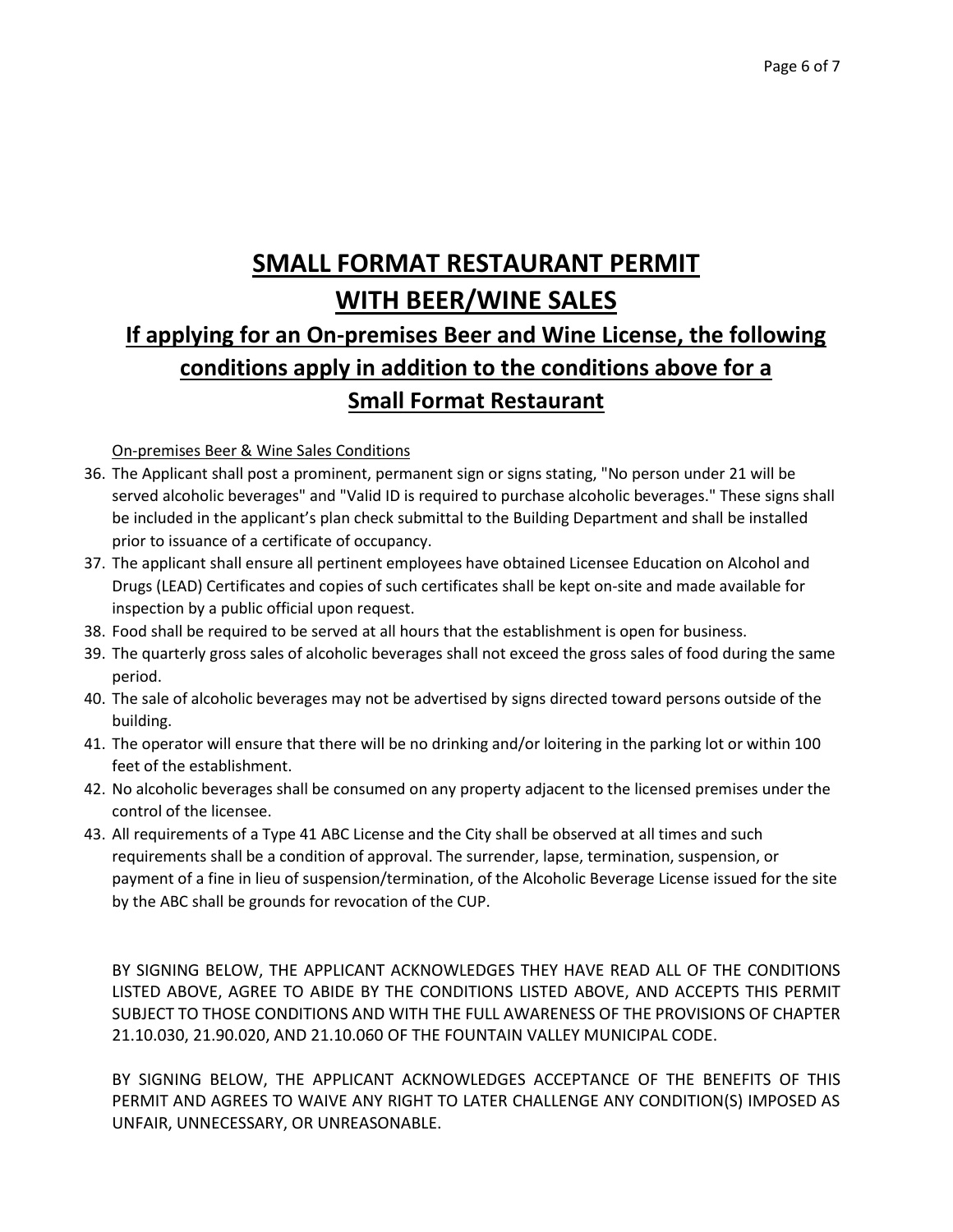# SMALL FORMAT RESTAURANT PERMIT WITH BEER/WINE SALES

## If applying for an On-premises Beer and Wine License, the following conditions apply in addition to the conditions above for a Small Format Restaurant

On-premises Beer & Wine Sales Conditions

36. The Applicant shall post a prominent, permanent sign or signs stating, "No person under 21 will be served alcoholic beverages" and "Valid ID is required to purchase alcoholic beverages." These signs shall be included in the applicant's plan check submittal to the Building Department and shall be installed prior to issuance of a certificate of occupancy.
37. The applicant shall ensure all pertinent employees have obtained Licensee Education on Alcohol and Drugs (LEAD) Certificates and copies of such certificates shall be kept on-site and made available for inspection by a public official upon request.
38. Food shall be required to be served at all hours that the establishment is open for business.
39. The quarterly gross sales of alcoholic beverages shall not exceed the gross sales of food during the same period.
40. The sale of alcoholic beverages may not be advertised by signs directed toward persons outside of the building.
41. The operator will ensure that there will be no drinking and/or loitering in the parking lot or within 100 feet of the establishment.
42. No alcoholic beverages shall be consumed on any property adjacent to the licensed premises under the control of the licensee.
43. All requirements of a Type 41 ABC License and the City shall be observed at all times and such requirements shall be a condition of approval. The surrender, lapse, termination, suspension, or payment of a fine in lieu of suspension/termination, of the Alcoholic Beverage License issued for the site by the ABC shall be grounds for revocation of the CUP.

BY SIGNING BELOW, THE APPLICANT ACKNOWLEDGES THEY HAVE READ ALL OF THE CONDITIONS LISTED ABOVE, AGREE TO ABIDE BY THE CONDITIONS LISTED ABOVE, AND ACCEPTS THIS PERMIT SUBJECT TO THOSE CONDITIONS AND WITH THE FULL AWARENESS OF THE PROVISIONS OF CHAPTER 21.10.030, 21.90.020, AND 21.10.060 OF THE FOUNTAIN VALLEY MUNICIPAL CODE.

BY SIGNING BELOW, THE APPLICANT ACKNOWLEDGES ACCEPTANCE OF THE BENEFITS OF THIS PERMIT AND AGREES TO WAIVE ANY RIGHT TO LATER CHALLENGE ANY CONDITION(S) IMPOSED AS UNFAIR, UNNECESSARY, OR UNREASONABLE.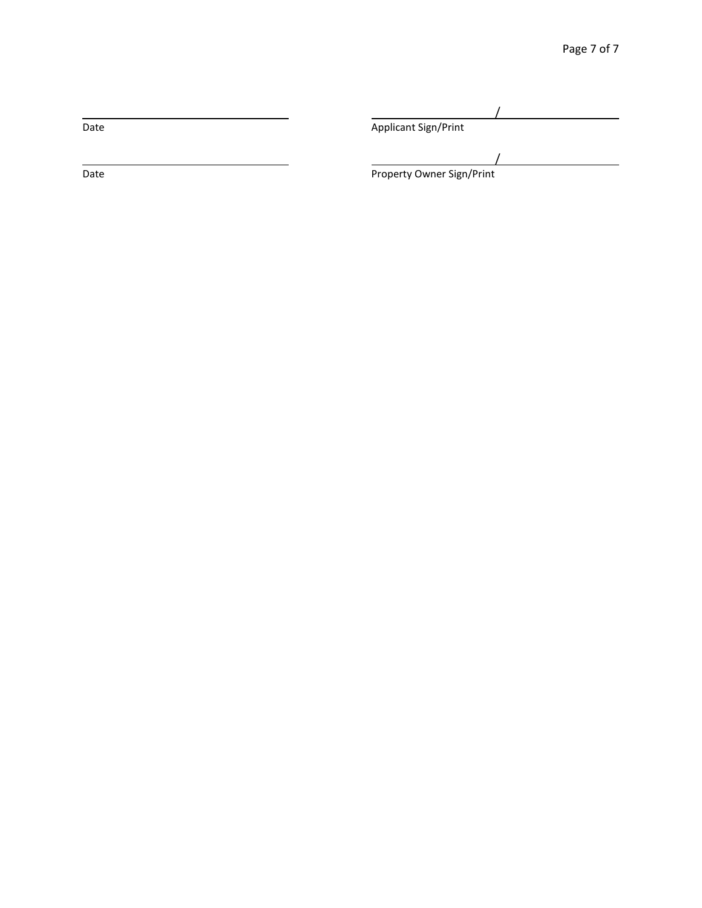| | |
|---|---|
| _______________________ | _______________ / _______________ |
| Date | Applicant Sign/Print |
| _______________________ | _______________ / _______________ |
| Date | Property Owner Sign/Print |